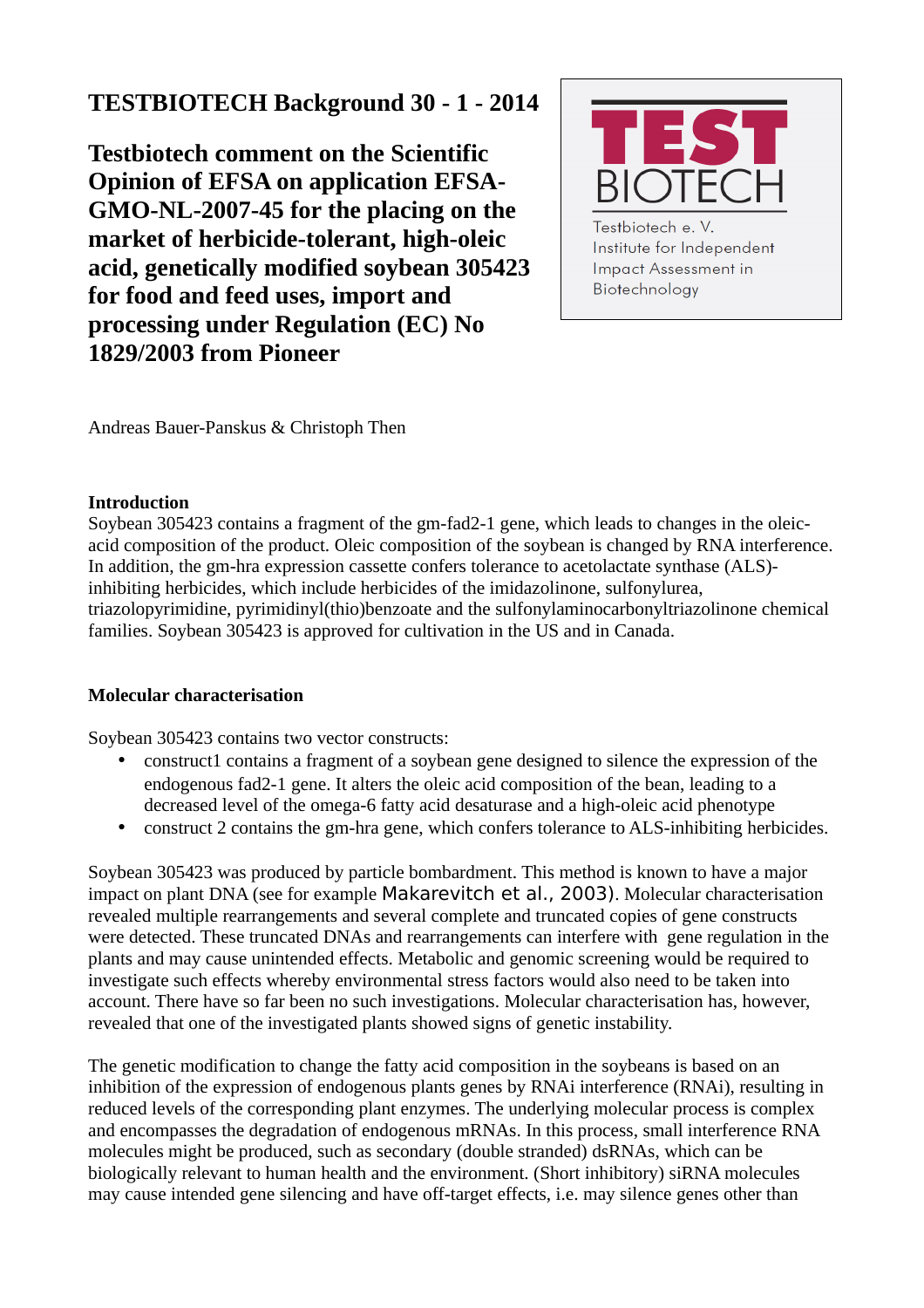**TESTBIOTECH Background 30 - 1 - 2014**

# Testbiotech comment on the Scientific Opinion of EFSA on application EFSA-GMO-NL-2007-45 for the placing on the market of herbicide-tolerant, high-oleic acid, genetically modified soybean 305423 for food and feed uses, import and processing under Regulation (EC) No 1829/2003 from Pioneer

TEST BIOTECH

Testbiotech e. V.
Institute for Independent Impact Assessment in Biotechnology

Andreas Bauer-Panskus & Christoph Then

**Introduction**

Soybean 305423 contains a fragment of the gm-fad2-1 gene, which leads to changes in the oleic-acid composition of the product. Oleic composition of the soybean is changed by RNA interference. In addition, the gm-hra expression cassette confers tolerance to acetolactate synthase (ALS)-inhibiting herbicides, which include herbicides of the imidazolinone, sulfonylurea, triazolopyrimidine, pyrimidinyl(thio)benzoate and the sulfonylaminocarbonyltriazolinone chemical families. Soybean 305423 is approved for cultivation in the US and in Canada.

**Molecular characterisation**

Soybean 305423 contains two vector constructs:

- construct1 contains a fragment of a soybean gene designed to silence the expression of the endogenous fad2-1 gene. It alters the oleic acid composition of the bean, leading to a decreased level of the omega-6 fatty acid desaturase and a high-oleic acid phenotype
- construct 2 contains the gm-hra gene, which confers tolerance to ALS-inhibiting herbicides.

Soybean 305423 was produced by particle bombardment. This method is known to have a major impact on plant DNA (see for example Makarevitch et al., 2003). Molecular characterisation revealed multiple rearrangements and several complete and truncated copies of gene constructs were detected. These truncated DNAs and rearrangements can interfere with gene regulation in the plants and may cause unintended effects. Metabolic and genomic screening would be required to investigate such effects whereby environmental stress factors would also need to be taken into account. There have so far been no such investigations. Molecular characterisation has, however, revealed that one of the investigated plants showed signs of genetic instability.

The genetic modification to change the fatty acid composition in the soybeans is based on an inhibition of the expression of endogenous plants genes by RNAi interference (RNAi), resulting in reduced levels of the corresponding plant enzymes. The underlying molecular process is complex and encompasses the degradation of endogenous mRNAs. In this process, small interference RNA molecules might be produced, such as secondary (double stranded) dsRNAs, which can be biologically relevant to human health and the environment. (Short inhibitory) siRNA molecules may cause intended gene silencing and have off-target effects, i.e. may silence genes other than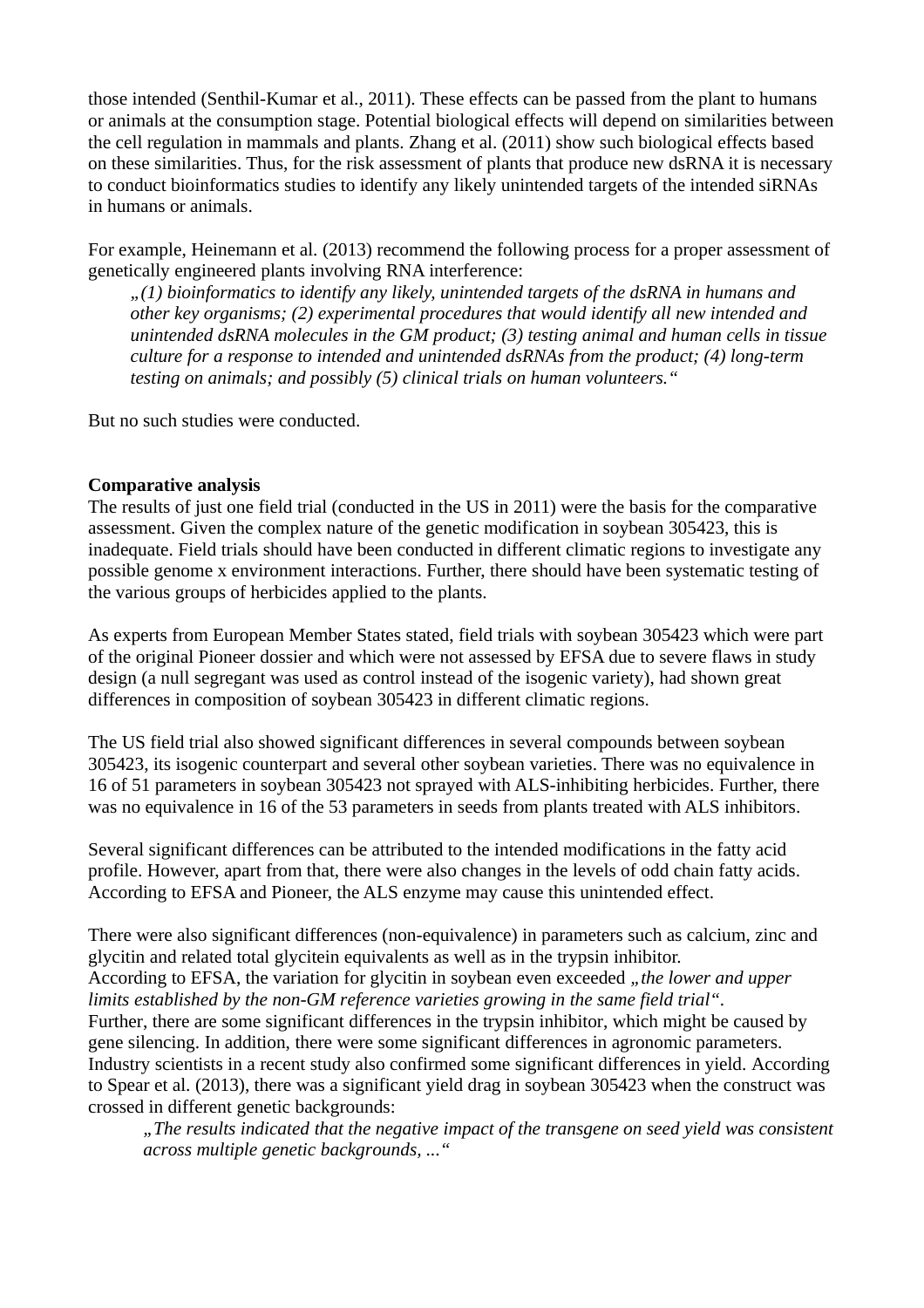those intended (Senthil-Kumar et al., 2011). These effects can be passed from the plant to humans or animals at the consumption stage. Potential biological effects will depend on similarities between the cell regulation in mammals and plants. Zhang et al. (2011) show such biological effects based on these similarities. Thus, for the risk assessment of plants that produce new dsRNA it is necessary to conduct bioinformatics studies to identify any likely unintended targets of the intended siRNAs in humans or animals.

For example, Heinemann et al. (2013) recommend the following process for a proper assessment of genetically engineered plants involving RNA interference:

> *„(1) bioinformatics to identify any likely, unintended targets of the dsRNA in humans and other key organisms; (2) experimental procedures that would identify all new intended and unintended dsRNA molecules in the GM product; (3) testing animal and human cells in tissue culture for a response to intended and unintended dsRNAs from the product; (4) long-term testing on animals; and possibly (5) clinical trials on human volunteers.“*

But no such studies were conducted.

**Comparative analysis**

The results of just one field trial (conducted in the US in 2011) were the basis for the comparative assessment. Given the complex nature of the genetic modification in soybean 305423, this is inadequate. Field trials should have been conducted in different climatic regions to investigate any possible genome x environment interactions. Further, there should have been systematic testing of the various groups of herbicides applied to the plants.

As experts from European Member States stated, field trials with soybean 305423 which were part of the original Pioneer dossier and which were not assessed by EFSA due to severe flaws in study design (a null segregant was used as control instead of the isogenic variety), had shown great differences in composition of soybean 305423 in different climatic regions.

The US field trial also showed significant differences in several compounds between soybean 305423, its isogenic counterpart and several other soybean varieties. There was no equivalence in 16 of 51 parameters in soybean 305423 not sprayed with ALS-inhibiting herbicides. Further, there was no equivalence in 16 of the 53 parameters in seeds from plants treated with ALS inhibitors.

Several significant differences can be attributed to the intended modifications in the fatty acid profile. However, apart from that, there were also changes in the levels of odd chain fatty acids. According to EFSA and Pioneer, the ALS enzyme may cause this unintended effect.

There were also significant differences (non-equivalence) in parameters such as calcium, zinc and glycitin and related total glycitein equivalents as well as in the trypsin inhibitor.
According to EFSA, the variation for glycitin in soybean even exceeded *„the lower and upper limits established by the non-GM reference varieties growing in the same field trial“*.
Further, there are some significant differences in the trypsin inhibitor, which might be caused by gene silencing. In addition, there were some significant differences in agronomic parameters. Industry scientists in a recent study also confirmed some significant differences in yield. According to Spear et al. (2013), there was a significant yield drag in soybean 305423 when the construct was crossed in different genetic backgrounds:

> *„The results indicated that the negative impact of the transgene on seed yield was consistent across multiple genetic backgrounds, ...“*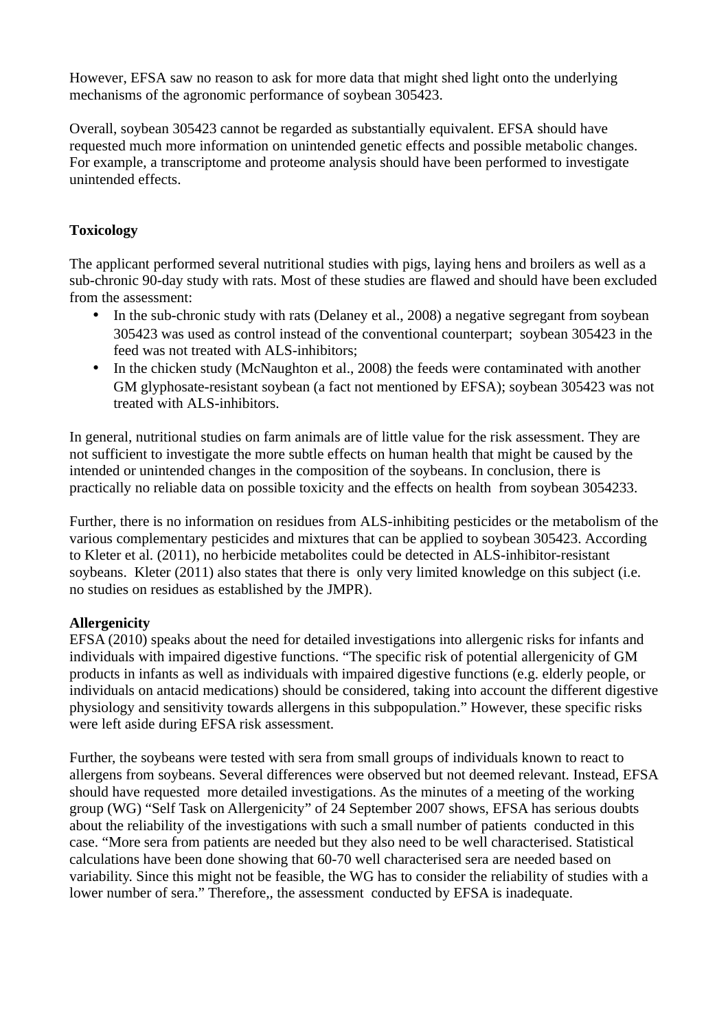However, EFSA saw no reason to ask for more data that might shed light onto the underlying mechanisms of the agronomic performance of soybean 305423.

Overall, soybean 305423 cannot be regarded as substantially equivalent. EFSA should have requested much more information on unintended genetic effects and possible metabolic changes. For example, a transcriptome and proteome analysis should have been performed to investigate unintended effects.

**Toxicology**

The applicant performed several nutritional studies with pigs, laying hens and broilers as well as a sub-chronic 90-day study with rats. Most of these studies are flawed and should have been excluded from the assessment:

- In the sub-chronic study with rats (Delaney et al., 2008) a negative segregant from soybean 305423 was used as control instead of the conventional counterpart; soybean 305423 in the feed was not treated with ALS-inhibitors;
- In the chicken study (McNaughton et al., 2008) the feeds were contaminated with another GM glyphosate-resistant soybean (a fact not mentioned by EFSA); soybean 305423 was not treated with ALS-inhibitors.

In general, nutritional studies on farm animals are of little value for the risk assessment. They are not sufficient to investigate the more subtle effects on human health that might be caused by the intended or unintended changes in the composition of the soybeans. In conclusion, there is practically no reliable data on possible toxicity and the effects on health from soybean 3054233.

Further, there is no information on residues from ALS-inhibiting pesticides or the metabolism of the various complementary pesticides and mixtures that can be applied to soybean 305423. According to Kleter et al. (2011), no herbicide metabolites could be detected in ALS-inhibitor-resistant soybeans. Kleter (2011) also states that there is only very limited knowledge on this subject (i.e. no studies on residues as established by the JMPR).

**Allergenicity**

EFSA (2010) speaks about the need for detailed investigations into allergenic risks for infants and individuals with impaired digestive functions. "The specific risk of potential allergenicity of GM products in infants as well as individuals with impaired digestive functions (e.g. elderly people, or individuals on antacid medications) should be considered, taking into account the different digestive physiology and sensitivity towards allergens in this subpopulation." However, these specific risks were left aside during EFSA risk assessment.

Further, the soybeans were tested with sera from small groups of individuals known to react to allergens from soybeans. Several differences were observed but not deemed relevant. Instead, EFSA should have requested more detailed investigations. As the minutes of a meeting of the working group (WG) "Self Task on Allergenicity" of 24 September 2007 shows, EFSA has serious doubts about the reliability of the investigations with such a small number of patients conducted in this case. "More sera from patients are needed but they also need to be well characterised. Statistical calculations have been done showing that 60-70 well characterised sera are needed based on variability. Since this might not be feasible, the WG has to consider the reliability of studies with a lower number of sera." Therefore,, the assessment conducted by EFSA is inadequate.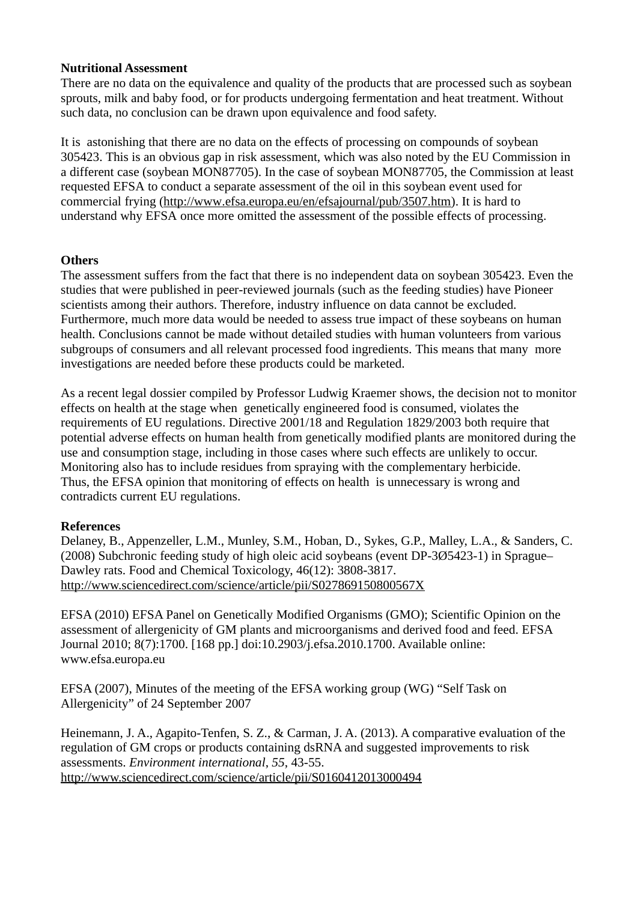**Nutritional Assessment**

There are no data on the equivalence and quality of the products that are processed such as soybean sprouts, milk and baby food, or for products undergoing fermentation and heat treatment. Without such data, no conclusion can be drawn upon equivalence and food safety.

It is astonishing that there are no data on the effects of processing on compounds of soybean 305423. This is an obvious gap in risk assessment, which was also noted by the EU Commission in a different case (soybean MON87705). In the case of soybean MON87705, the Commission at least requested EFSA to conduct a separate assessment of the oil in this soybean event used for commercial frying (http://www.efsa.europa.eu/en/efsajournal/pub/3507.htm). It is hard to understand why EFSA once more omitted the assessment of the possible effects of processing.

**Others**

The assessment suffers from the fact that there is no independent data on soybean 305423. Even the studies that were published in peer-reviewed journals (such as the feeding studies) have Pioneer scientists among their authors. Therefore, industry influence on data cannot be excluded. Furthermore, much more data would be needed to assess true impact of these soybeans on human health. Conclusions cannot be made without detailed studies with human volunteers from various subgroups of consumers and all relevant processed food ingredients. This means that many more investigations are needed before these products could be marketed.

As a recent legal dossier compiled by Professor Ludwig Kraemer shows, the decision not to monitor effects on health at the stage when genetically engineered food is consumed, violates the requirements of EU regulations. Directive 2001/18 and Regulation 1829/2003 both require that potential adverse effects on human health from genetically modified plants are monitored during the use and consumption stage, including in those cases where such effects are unlikely to occur. Monitoring also has to include residues from spraying with the complementary herbicide. Thus, the EFSA opinion that monitoring of effects on health is unnecessary is wrong and contradicts current EU regulations.

**References**

Delaney, B., Appenzeller, L.M., Munley, S.M., Hoban, D., Sykes, G.P., Malley, L.A., & Sanders, C. (2008) Subchronic feeding study of high oleic acid soybeans (event DP-3Ø5423-1) in Sprague–Dawley rats. Food and Chemical Toxicology, 46(12): 3808-3817. http://www.sciencedirect.com/science/article/pii/S027869150800567X

EFSA (2010) EFSA Panel on Genetically Modified Organisms (GMO); Scientific Opinion on the assessment of allergenicity of GM plants and microorganisms and derived food and feed. EFSA Journal 2010; 8(7):1700. [168 pp.] doi:10.2903/j.efsa.2010.1700. Available online: www.efsa.europa.eu

EFSA (2007), Minutes of the meeting of the EFSA working group (WG) "Self Task on Allergenicity" of 24 September 2007

Heinemann, J. A., Agapito-Tenfen, S. Z., & Carman, J. A. (2013). A comparative evaluation of the regulation of GM crops or products containing dsRNA and suggested improvements to risk assessments. *Environment international*, *55*, 43-55. http://www.sciencedirect.com/science/article/pii/S0160412013000494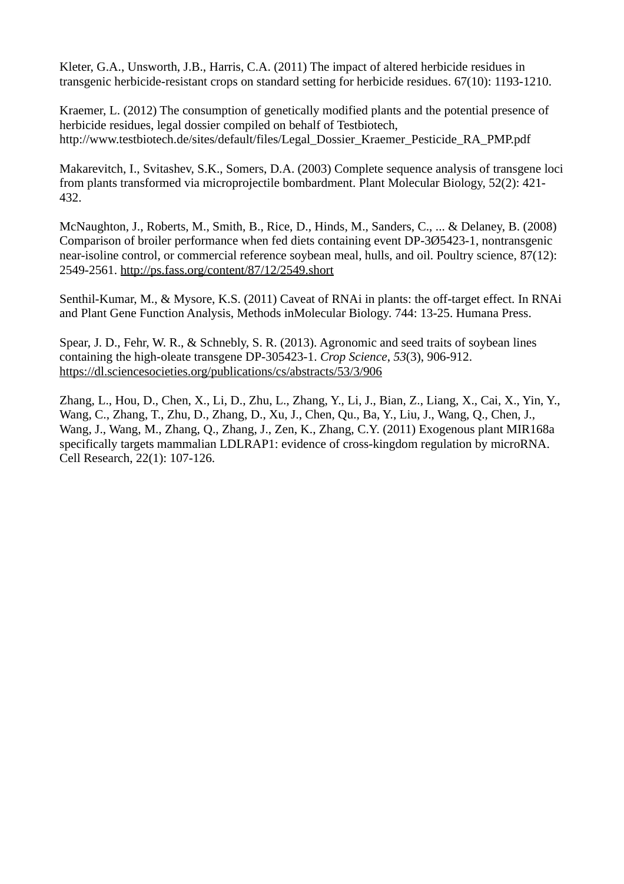Kleter, G.A., Unsworth, J.B., Harris, C.A. (2011) The impact of altered herbicide residues in transgenic herbicide-resistant crops on standard setting for herbicide residues. 67(10): 1193-1210.

Kraemer, L. (2012) The consumption of genetically modified plants and the potential presence of herbicide residues, legal dossier compiled on behalf of Testbiotech, http://www.testbiotech.de/sites/default/files/Legal_Dossier_Kraemer_Pesticide_RA_PMP.pdf

Makarevitch, I., Svitashev, S.K., Somers, D.A. (2003) Complete sequence analysis of transgene loci from plants transformed via microprojectile bombardment. Plant Molecular Biology, 52(2): 421-432.

McNaughton, J., Roberts, M., Smith, B., Rice, D., Hinds, M., Sanders, C., ... & Delaney, B. (2008) Comparison of broiler performance when fed diets containing event DP-3Ø5423-1, nontransgenic near-isoline control, or commercial reference soybean meal, hulls, and oil. Poultry science, 87(12): 2549-2561. http://ps.fass.org/content/87/12/2549.short

Senthil-Kumar, M., & Mysore, K.S. (2011) Caveat of RNAi in plants: the off-target effect. In RNAi and Plant Gene Function Analysis, Methods inMolecular Biology. 744: 13-25. Humana Press.

Spear, J. D., Fehr, W. R., & Schnebly, S. R. (2013). Agronomic and seed traits of soybean lines containing the high-oleate transgene DP-305423-1. *Crop Science*, *53*(3), 906-912. https://dl.sciencesocieties.org/publications/cs/abstracts/53/3/906

Zhang, L., Hou, D., Chen, X., Li, D., Zhu, L., Zhang, Y., Li, J., Bian, Z., Liang, X., Cai, X., Yin, Y., Wang, C., Zhang, T., Zhu, D., Zhang, D., Xu, J., Chen, Qu., Ba, Y., Liu, J., Wang, Q., Chen, J., Wang, J., Wang, M., Zhang, Q., Zhang, J., Zen, K., Zhang, C.Y. (2011) Exogenous plant MIR168a specifically targets mammalian LDLRAP1: evidence of cross-kingdom regulation by microRNA. Cell Research, 22(1): 107-126.